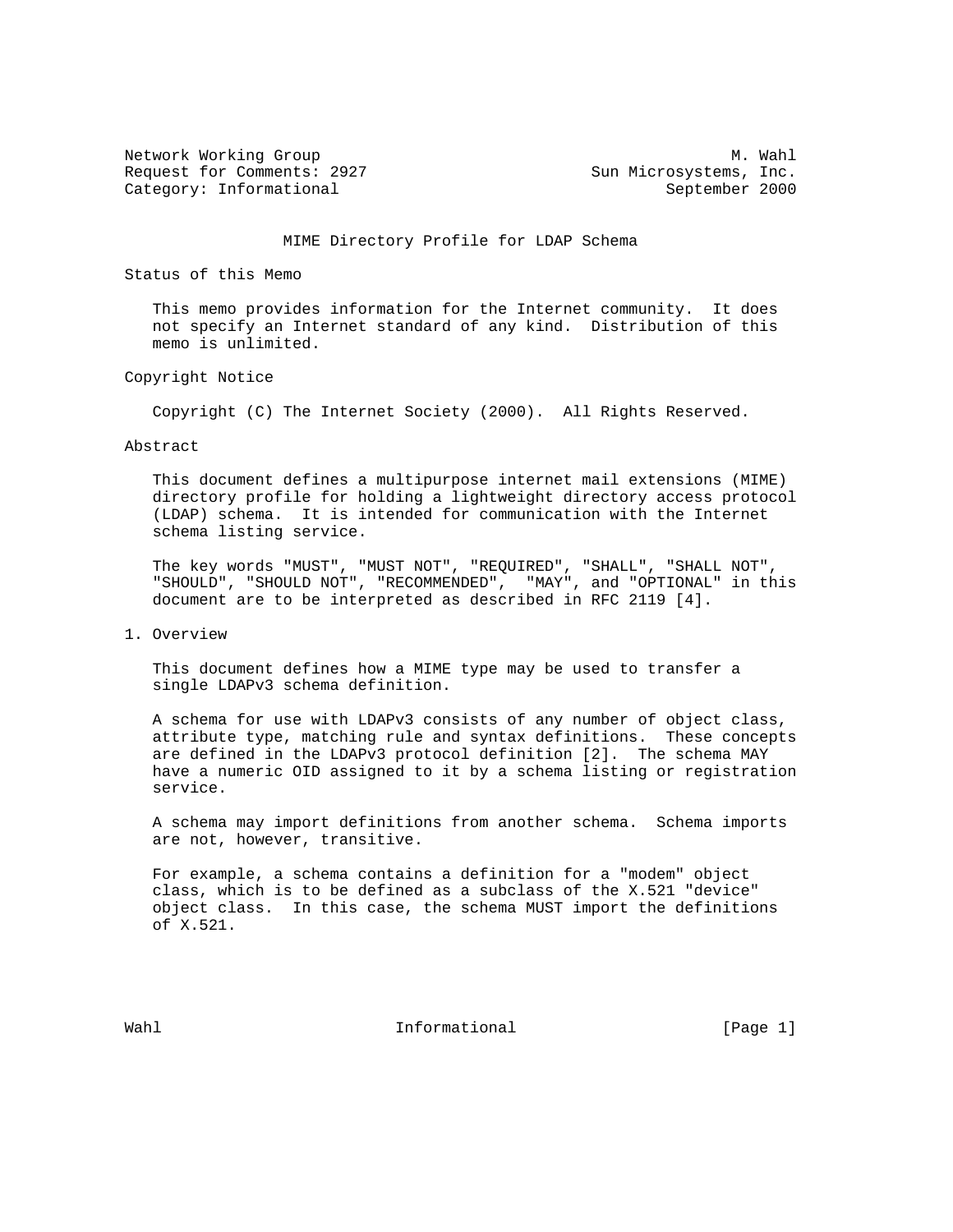Network Working Group M. Wahl
Request for Comments: 2927 Sun Microsystems, Inc.
Category: Informational September 2000

# MIME Directory Profile for LDAP Schema

## Status of this Memo

This memo provides information for the Internet community. It does not specify an Internet standard of any kind. Distribution of this memo is unlimited.

## Copyright Notice

Copyright (C) The Internet Society (2000). All Rights Reserved.

## Abstract

This document defines a multipurpose internet mail extensions (MIME) directory profile for holding a lightweight directory access protocol (LDAP) schema. It is intended for communication with the Internet schema listing service.

The key words "MUST", "MUST NOT", "REQUIRED", "SHALL", "SHALL NOT", "SHOULD", "SHOULD NOT", "RECOMMENDED", "MAY", and "OPTIONAL" in this document are to be interpreted as described in RFC 2119 [4].

## 1. Overview

This document defines how a MIME type may be used to transfer a single LDAPv3 schema definition.

A schema for use with LDAPv3 consists of any number of object class, attribute type, matching rule and syntax definitions. These concepts are defined in the LDAPv3 protocol definition [2]. The schema MAY have a numeric OID assigned to it by a schema listing or registration service.

A schema may import definitions from another schema. Schema imports are not, however, transitive.

For example, a schema contains a definition for a "modem" object class, which is to be defined as a subclass of the X.521 "device" object class. In this case, the schema MUST import the definitions of X.521.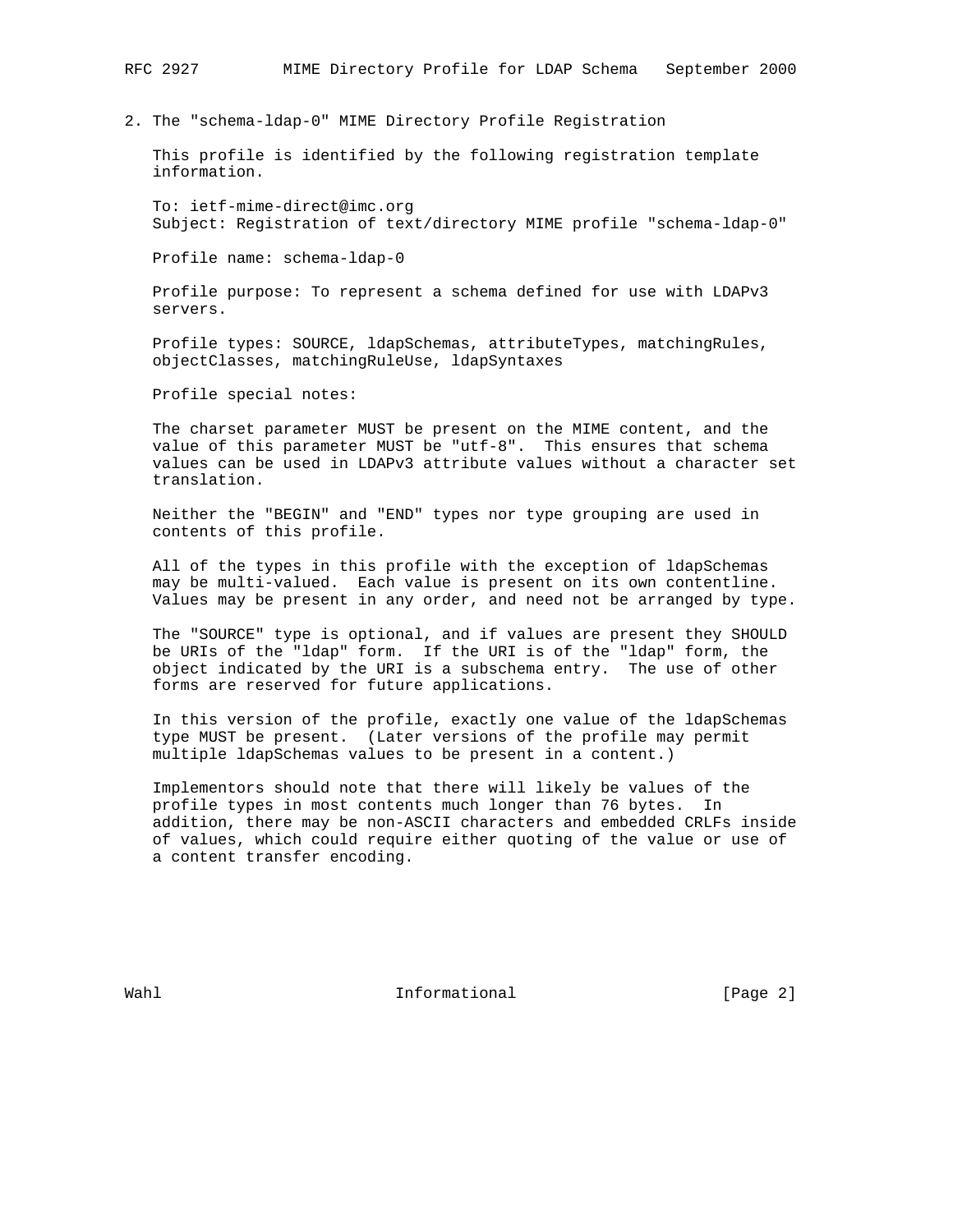## 2. The "schema-ldap-0" MIME Directory Profile Registration

This profile is identified by the following registration template information.

To: ietf-mime-direct@imc.org
Subject: Registration of text/directory MIME profile "schema-ldap-0"

Profile name: schema-ldap-0

Profile purpose: To represent a schema defined for use with LDAPv3 servers.

Profile types: SOURCE, ldapSchemas, attributeTypes, matchingRules, objectClasses, matchingRuleUse, ldapSyntaxes

Profile special notes:

The charset parameter MUST be present on the MIME content, and the value of this parameter MUST be "utf-8". This ensures that schema values can be used in LDAPv3 attribute values without a character set translation.

Neither the "BEGIN" and "END" types nor type grouping are used in contents of this profile.

All of the types in this profile with the exception of ldapSchemas may be multi-valued. Each value is present on its own contentline. Values may be present in any order, and need not be arranged by type.

The "SOURCE" type is optional, and if values are present they SHOULD be URIs of the "ldap" form. If the URI is of the "ldap" form, the object indicated by the URI is a subschema entry. The use of other forms are reserved for future applications.

In this version of the profile, exactly one value of the ldapSchemas type MUST be present. (Later versions of the profile may permit multiple ldapSchemas values to be present in a content.)

Implementors should note that there will likely be values of the profile types in most contents much longer than 76 bytes. In addition, there may be non-ASCII characters and embedded CRLFs inside of values, which could require either quoting of the value or use of a content transfer encoding.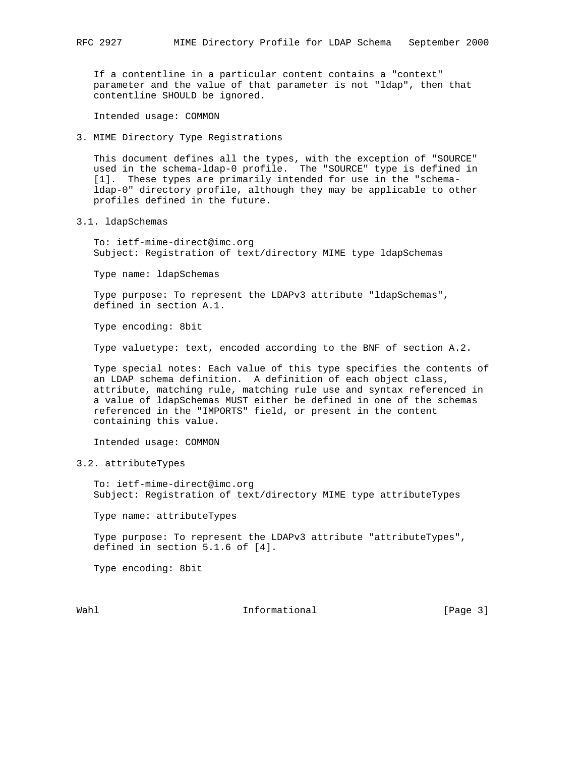If a contentline in a particular content contains a "context" parameter and the value of that parameter is not "ldap", then that contentline SHOULD be ignored.

Intended usage: COMMON

## 3. MIME Directory Type Registrations

This document defines all the types, with the exception of "SOURCE" used in the schema-ldap-0 profile. The "SOURCE" type is defined in [1]. These types are primarily intended for use in the "schema-ldap-0" directory profile, although they may be applicable to other profiles defined in the future.

### 3.1. ldapSchemas

To: ietf-mime-direct@imc.org
Subject: Registration of text/directory MIME type ldapSchemas

Type name: ldapSchemas

Type purpose: To represent the LDAPv3 attribute "ldapSchemas", defined in section A.1.

Type encoding: 8bit

Type valuetype: text, encoded according to the BNF of section A.2.

Type special notes: Each value of this type specifies the contents of an LDAP schema definition. A definition of each object class, attribute, matching rule, matching rule use and syntax referenced in a value of ldapSchemas MUST either be defined in one of the schemas referenced in the "IMPORTS" field, or present in the content containing this value.

Intended usage: COMMON

### 3.2. attributeTypes

To: ietf-mime-direct@imc.org
Subject: Registration of text/directory MIME type attributeTypes

Type name: attributeTypes

Type purpose: To represent the LDAPv3 attribute "attributeTypes", defined in section 5.1.6 of [4].

Type encoding: 8bit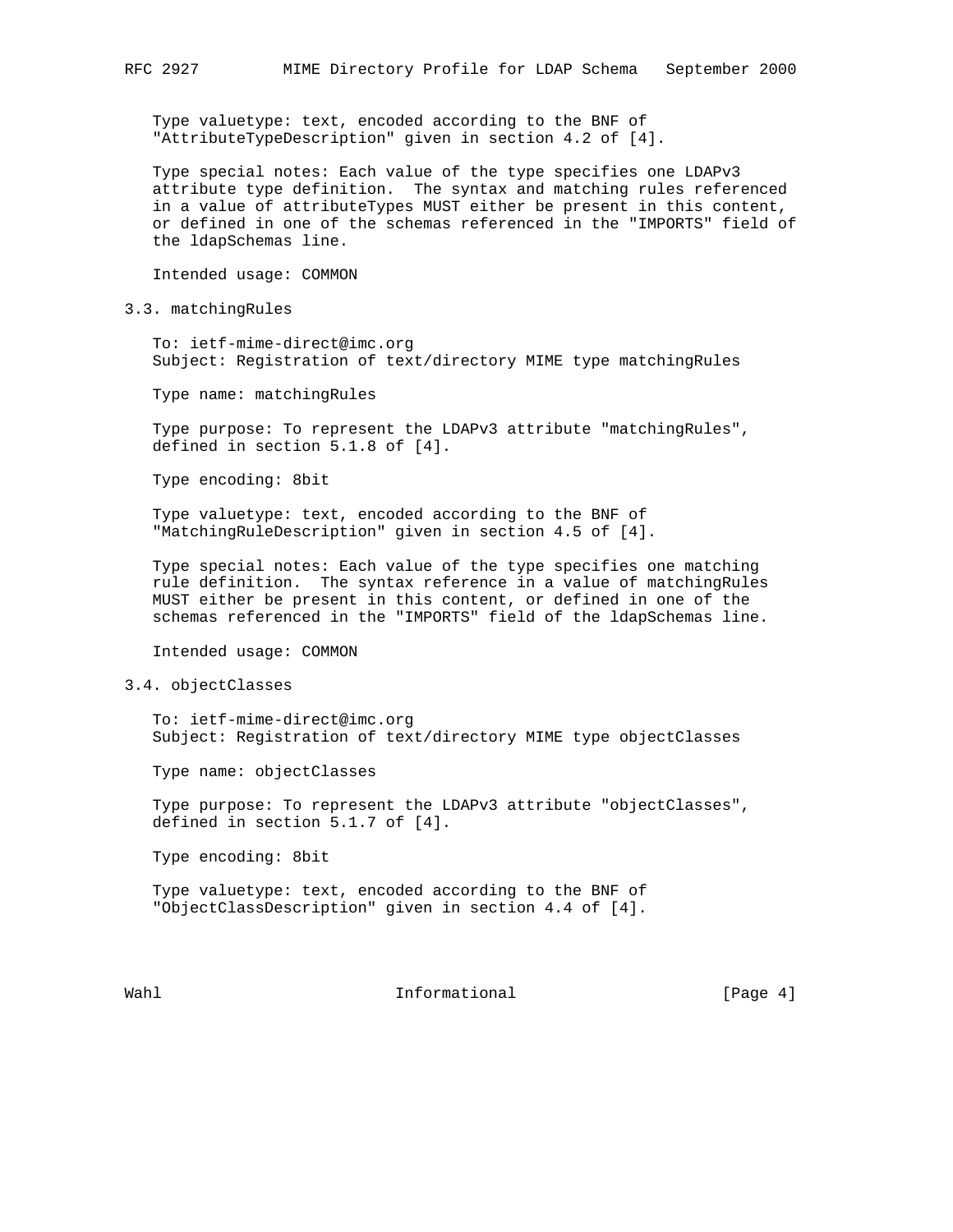Type valuetype: text, encoded according to the BNF of "AttributeTypeDescription" given in section 4.2 of [4].

Type special notes: Each value of the type specifies one LDAPv3 attribute type definition. The syntax and matching rules referenced in a value of attributeTypes MUST either be present in this content, or defined in one of the schemas referenced in the "IMPORTS" field of the ldapSchemas line.

Intended usage: COMMON

### 3.3. matchingRules

To: ietf-mime-direct@imc.org
Subject: Registration of text/directory MIME type matchingRules

Type name: matchingRules

Type purpose: To represent the LDAPv3 attribute "matchingRules", defined in section 5.1.8 of [4].

Type encoding: 8bit

Type valuetype: text, encoded according to the BNF of "MatchingRuleDescription" given in section 4.5 of [4].

Type special notes: Each value of the type specifies one matching rule definition. The syntax reference in a value of matchingRules MUST either be present in this content, or defined in one of the schemas referenced in the "IMPORTS" field of the ldapSchemas line.

Intended usage: COMMON

### 3.4. objectClasses

To: ietf-mime-direct@imc.org
Subject: Registration of text/directory MIME type objectClasses

Type name: objectClasses

Type purpose: To represent the LDAPv3 attribute "objectClasses", defined in section 5.1.7 of [4].

Type encoding: 8bit

Type valuetype: text, encoded according to the BNF of "ObjectClassDescription" given in section 4.4 of [4].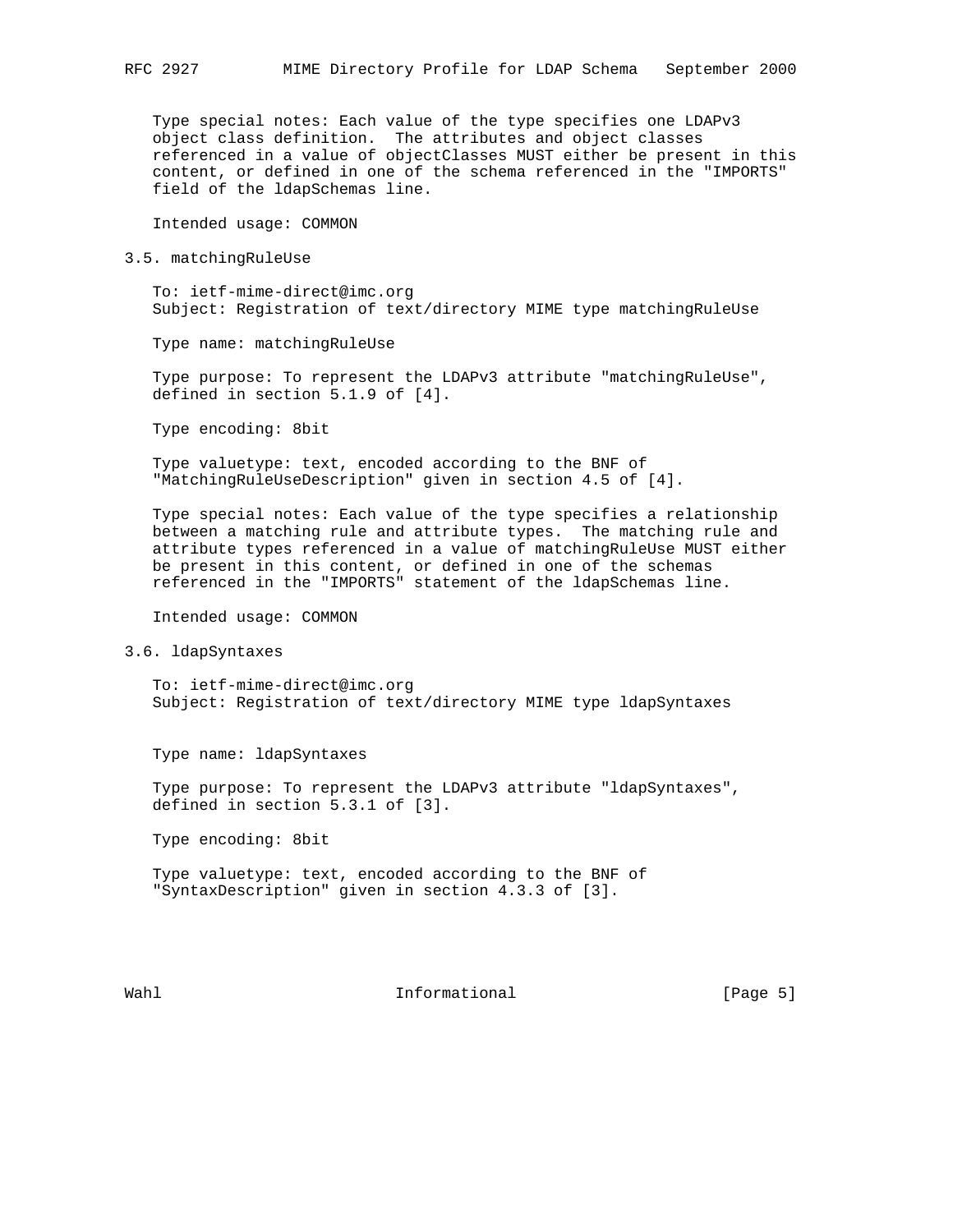Type special notes: Each value of the type specifies one LDAPv3 object class definition. The attributes and object classes referenced in a value of objectClasses MUST either be present in this content, or defined in one of the schema referenced in the "IMPORTS" field of the ldapSchemas line.

Intended usage: COMMON

## 3.5. matchingRuleUse

To: ietf-mime-direct@imc.org
Subject: Registration of text/directory MIME type matchingRuleUse

Type name: matchingRuleUse

Type purpose: To represent the LDAPv3 attribute "matchingRuleUse", defined in section 5.1.9 of [4].

Type encoding: 8bit

Type valuetype: text, encoded according to the BNF of "MatchingRuleUseDescription" given in section 4.5 of [4].

Type special notes: Each value of the type specifies a relationship between a matching rule and attribute types. The matching rule and attribute types referenced in a value of matchingRuleUse MUST either be present in this content, or defined in one of the schemas referenced in the "IMPORTS" statement of the ldapSchemas line.

Intended usage: COMMON

## 3.6. ldapSyntaxes

To: ietf-mime-direct@imc.org
Subject: Registration of text/directory MIME type ldapSyntaxes

Type name: ldapSyntaxes

Type purpose: To represent the LDAPv3 attribute "ldapSyntaxes", defined in section 5.3.1 of [3].

Type encoding: 8bit

Type valuetype: text, encoded according to the BNF of "SyntaxDescription" given in section 4.3.3 of [3].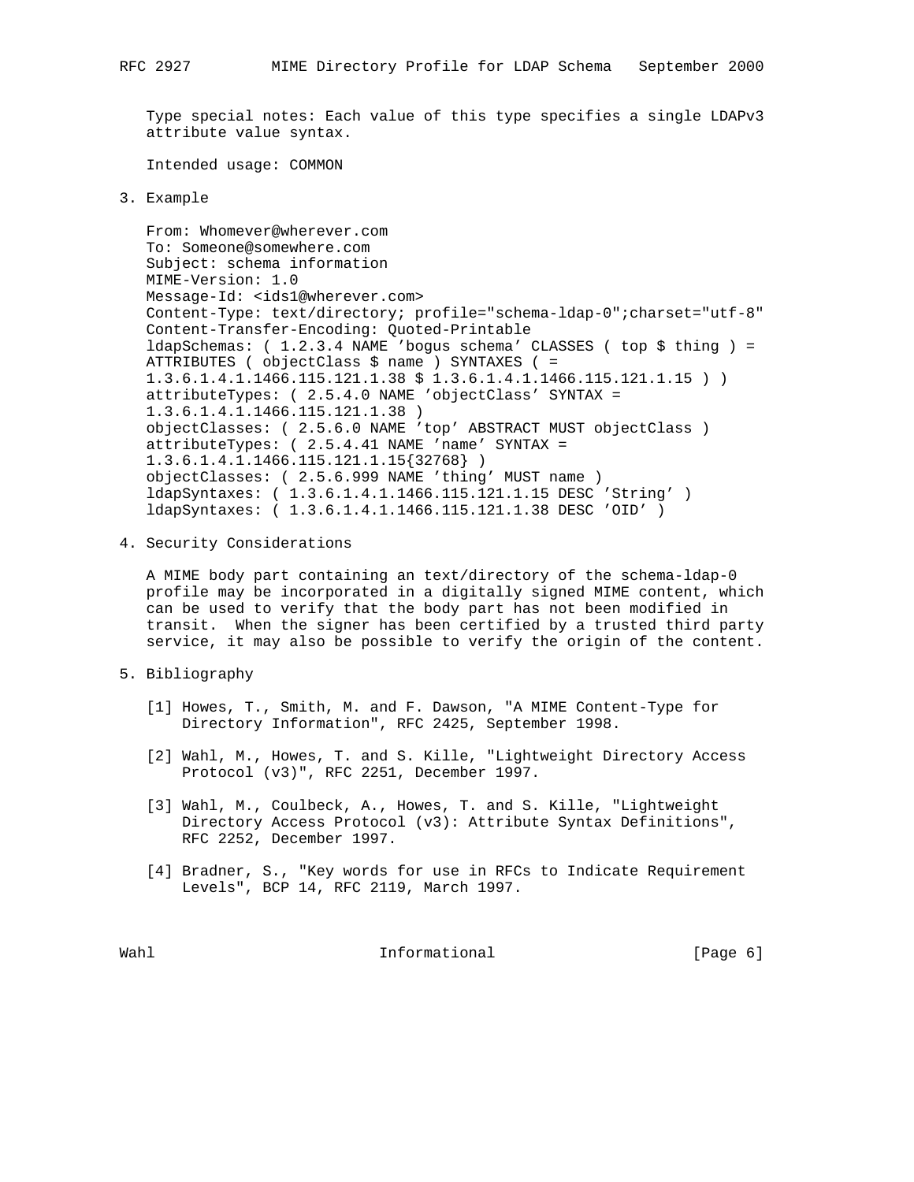Type special notes: Each value of this type specifies a single LDAPv3 attribute value syntax.

Intended usage: COMMON

## 3. Example

```
From: Whomever@wherever.com
To: Someone@somewhere.com
Subject: schema information
MIME-Version: 1.0
Message-Id: <ids1@wherever.com>
Content-Type: text/directory; profile="schema-ldap-0";charset="utf-8"
Content-Transfer-Encoding: Quoted-Printable
ldapSchemas: ( 1.2.3.4 NAME 'bogus schema' CLASSES ( top $ thing ) =
ATTRIBUTES ( objectClass $ name ) SYNTAXES ( =
1.3.6.1.4.1.1466.115.121.1.38 $ 1.3.6.1.4.1.1466.115.121.1.15 ) )
attributeTypes: ( 2.5.4.0 NAME 'objectClass' SYNTAX =
1.3.6.1.4.1.1466.115.121.1.38 )
objectClasses: ( 2.5.6.0 NAME 'top' ABSTRACT MUST objectClass )
attributeTypes: ( 2.5.4.41 NAME 'name' SYNTAX =
1.3.6.1.4.1.1466.115.121.1.15{32768} )
objectClasses: ( 2.5.6.999 NAME 'thing' MUST name )
ldapSyntaxes: ( 1.3.6.1.4.1.1466.115.121.1.15 DESC 'String' )
ldapSyntaxes: ( 1.3.6.1.4.1.1466.115.121.1.38 DESC 'OID' )
```

## 4. Security Considerations

A MIME body part containing an text/directory of the schema-ldap-0 profile may be incorporated in a digitally signed MIME content, which can be used to verify that the body part has not been modified in transit. When the signer has been certified by a trusted third party service, it may also be possible to verify the origin of the content.

## 5. Bibliography

[1] Howes, T., Smith, M. and F. Dawson, "A MIME Content-Type for Directory Information", RFC 2425, September 1998.

[2] Wahl, M., Howes, T. and S. Kille, "Lightweight Directory Access Protocol (v3)", RFC 2251, December 1997.

[3] Wahl, M., Coulbeck, A., Howes, T. and S. Kille, "Lightweight Directory Access Protocol (v3): Attribute Syntax Definitions", RFC 2252, December 1997.

[4] Bradner, S., "Key words for use in RFCs to Indicate Requirement Levels", BCP 14, RFC 2119, March 1997.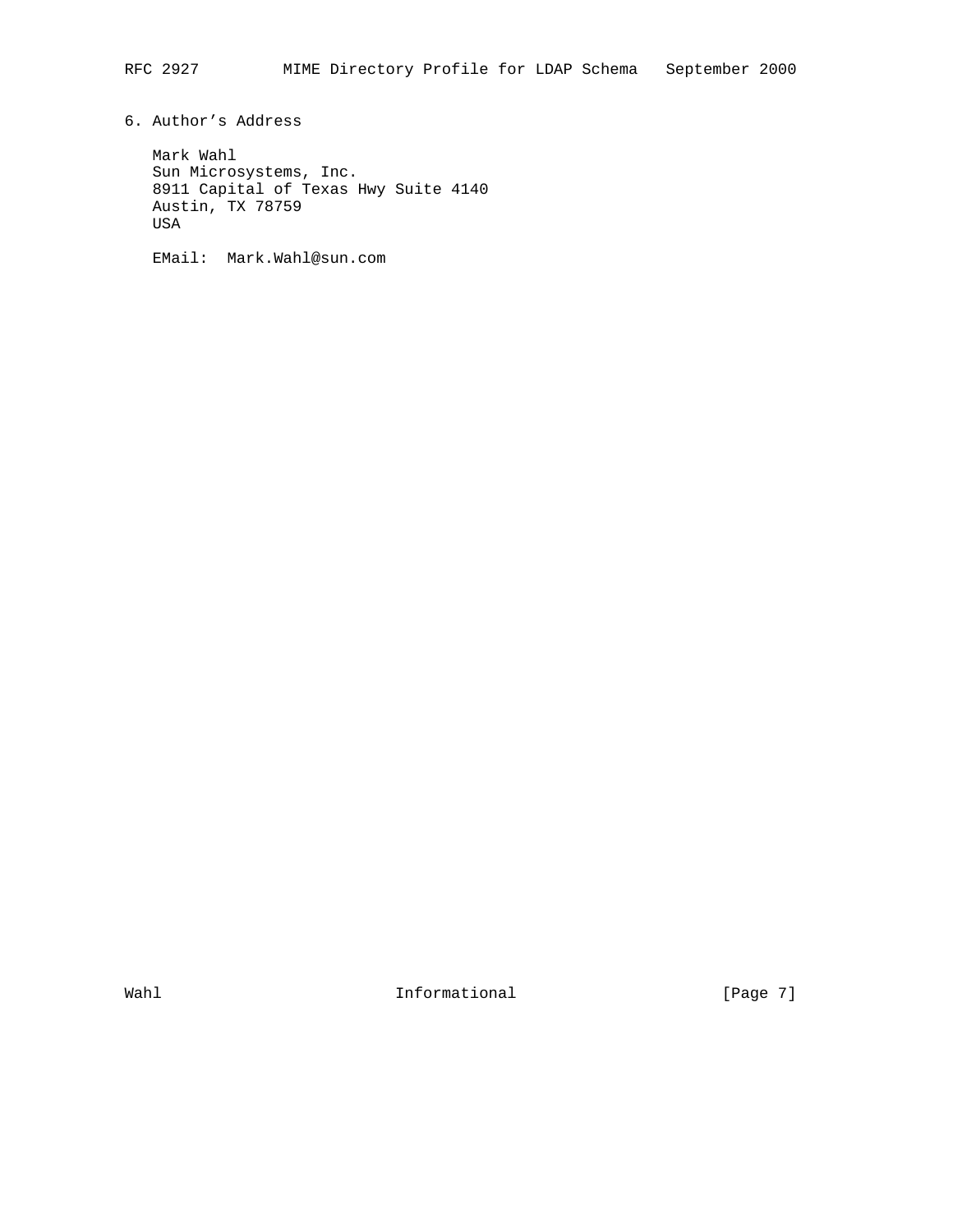## 6. Author's Address

Mark Wahl
Sun Microsystems, Inc.
8911 Capital of Texas Hwy Suite 4140
Austin, TX 78759
USA

EMail: Mark.Wahl@sun.com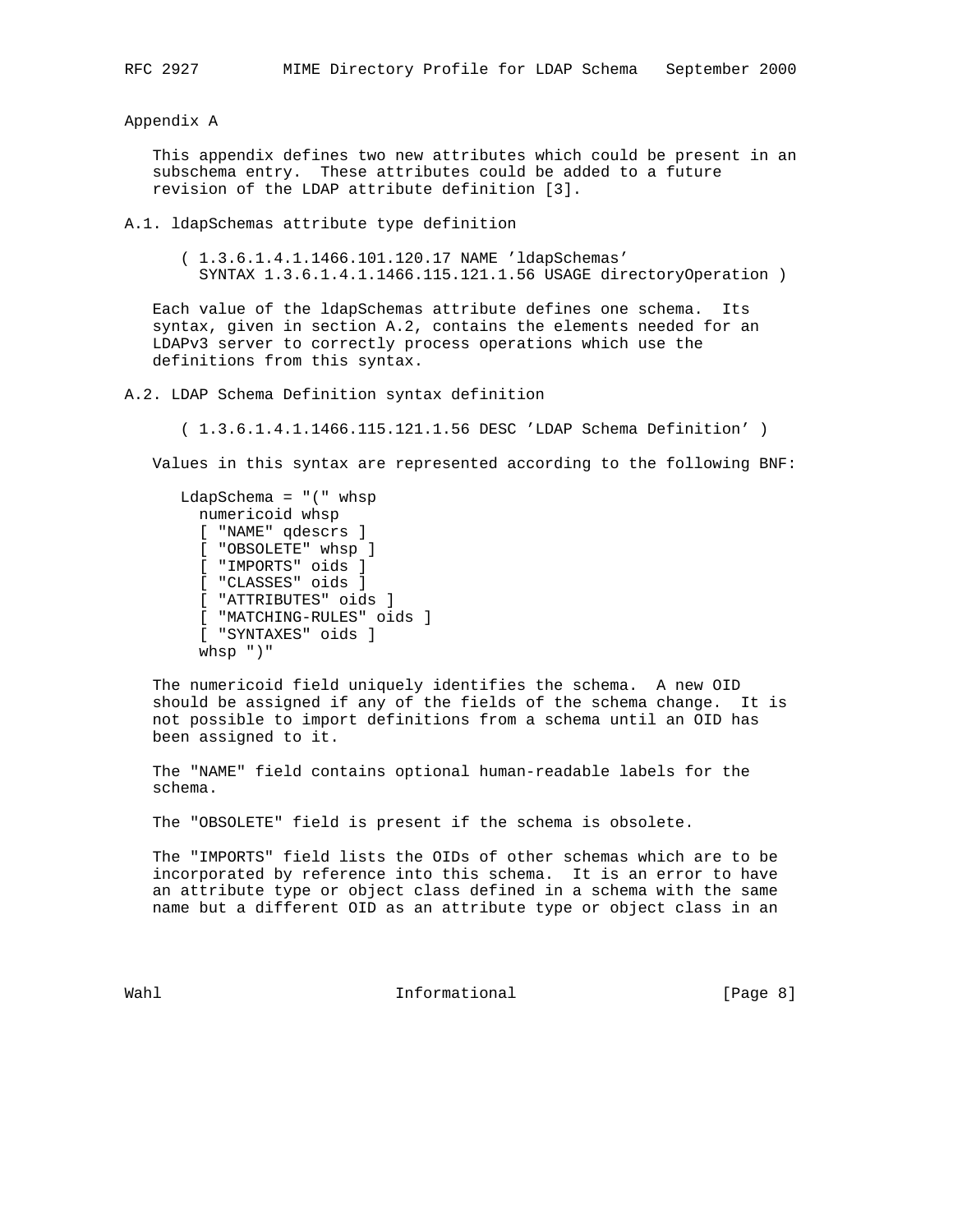## Appendix A

This appendix defines two new attributes which could be present in an subschema entry. These attributes could be added to a future revision of the LDAP attribute definition [3].

### A.1. ldapSchemas attribute type definition

```
( 1.3.6.1.4.1.1466.101.120.17 NAME 'ldapSchemas'
  SYNTAX 1.3.6.1.4.1.1466.115.121.1.56 USAGE directoryOperation )
```

Each value of the ldapSchemas attribute defines one schema. Its syntax, given in section A.2, contains the elements needed for an LDAPv3 server to correctly process operations which use the definitions from this syntax.

### A.2. LDAP Schema Definition syntax definition

```
( 1.3.6.1.4.1.1466.115.121.1.56 DESC 'LDAP Schema Definition' )
```

Values in this syntax are represented according to the following BNF:

```
LdapSchema = "(" whsp
  numericoid whsp
  [ "NAME" qdescrs ]
  [ "OBSOLETE" whsp ]
  [ "IMPORTS" oids ]
  [ "CLASSES" oids ]
  [ "ATTRIBUTES" oids ]
  [ "MATCHING-RULES" oids ]
  [ "SYNTAXES" oids ]
  whsp ")"
```

The numericoid field uniquely identifies the schema. A new OID should be assigned if any of the fields of the schema change. It is not possible to import definitions from a schema until an OID has been assigned to it.

The "NAME" field contains optional human-readable labels for the schema.

The "OBSOLETE" field is present if the schema is obsolete.

The "IMPORTS" field lists the OIDs of other schemas which are to be incorporated by reference into this schema. It is an error to have an attribute type or object class defined in a schema with the same name but a different OID as an attribute type or object class in an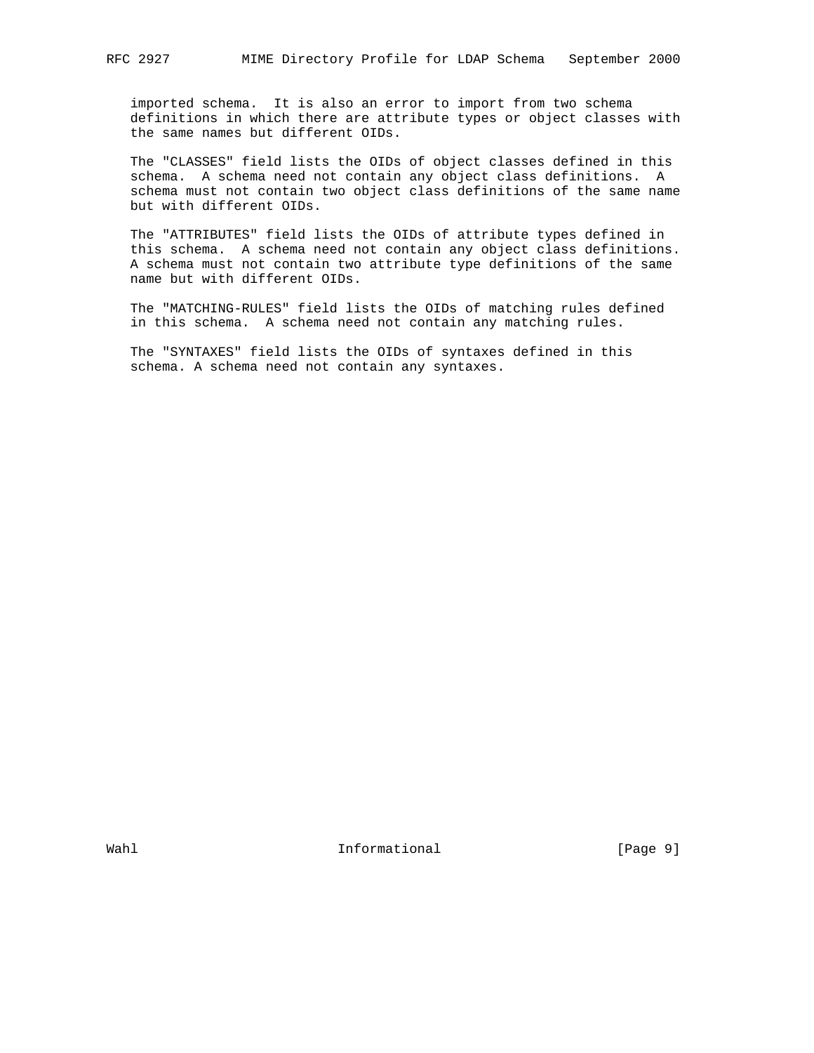imported schema. It is also an error to import from two schema definitions in which there are attribute types or object classes with the same names but different OIDs.

The "CLASSES" field lists the OIDs of object classes defined in this schema. A schema need not contain any object class definitions. A schema must not contain two object class definitions of the same name but with different OIDs.

The "ATTRIBUTES" field lists the OIDs of attribute types defined in this schema. A schema need not contain any object class definitions. A schema must not contain two attribute type definitions of the same name but with different OIDs.

The "MATCHING-RULES" field lists the OIDs of matching rules defined in this schema. A schema need not contain any matching rules.

The "SYNTAXES" field lists the OIDs of syntaxes defined in this schema. A schema need not contain any syntaxes.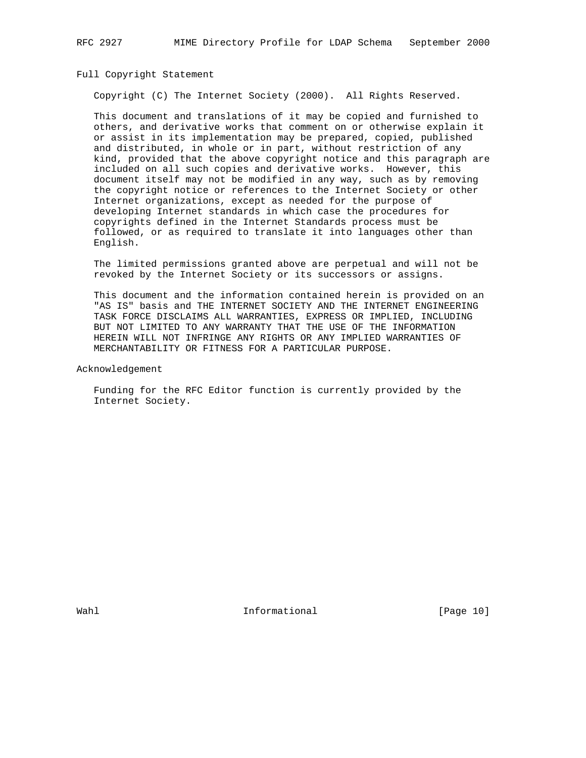## Full Copyright Statement

Copyright (C) The Internet Society (2000). All Rights Reserved.

This document and translations of it may be copied and furnished to others, and derivative works that comment on or otherwise explain it or assist in its implementation may be prepared, copied, published and distributed, in whole or in part, without restriction of any kind, provided that the above copyright notice and this paragraph are included on all such copies and derivative works. However, this document itself may not be modified in any way, such as by removing the copyright notice or references to the Internet Society or other Internet organizations, except as needed for the purpose of developing Internet standards in which case the procedures for copyrights defined in the Internet Standards process must be followed, or as required to translate it into languages other than English.

The limited permissions granted above are perpetual and will not be revoked by the Internet Society or its successors or assigns.

This document and the information contained herein is provided on an "AS IS" basis and THE INTERNET SOCIETY AND THE INTERNET ENGINEERING TASK FORCE DISCLAIMS ALL WARRANTIES, EXPRESS OR IMPLIED, INCLUDING BUT NOT LIMITED TO ANY WARRANTY THAT THE USE OF THE INFORMATION HEREIN WILL NOT INFRINGE ANY RIGHTS OR ANY IMPLIED WARRANTIES OF MERCHANTABILITY OR FITNESS FOR A PARTICULAR PURPOSE.

## Acknowledgement

Funding for the RFC Editor function is currently provided by the Internet Society.